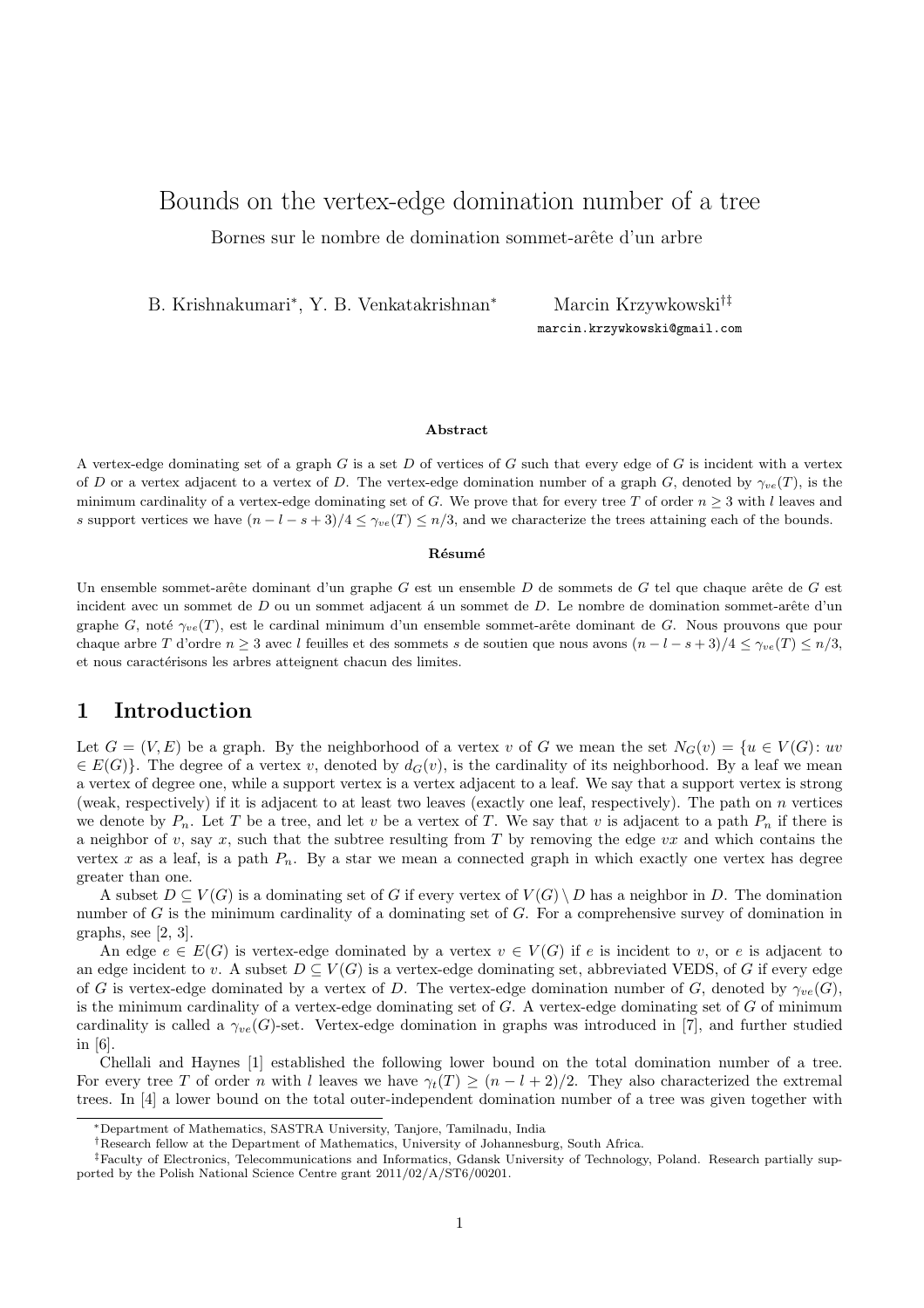# Bounds on the vertex-edge domination number of a tree

Bornes sur le nombre de domination sommet-arête d'un arbre

B. Krishnakumari*, Y. B. Venkatakrishnan*  Marcin Krzywkowski†‡

marcin.krzywkowski@gmail.com

### Abstract

A vertex-edge dominating set of a graph $G$ is a set $D$ of vertices of $G$ such that every edge of $G$ is incident with a vertex of $D$ or a vertex adjacent to a vertex of $D$. The vertex-edge domination number of a graph $G$, denoted by $\gamma_{ve}(T)$, is the minimum cardinality of a vertex-edge dominating set of $G$. We prove that for every tree $T$ of order $n \geq 3$ with $l$ leaves and $s$ support vertices we have $(n-l-s+3)/4 \leq \gamma_{ve}(T) \leq n/3$, and we characterize the trees attaining each of the bounds.

### Résumé

Un ensemble sommet-arête dominant d'un graphe $G$ est un ensemble $D$ de sommets de $G$ tel que chaque arête de $G$ est incident avec un sommet de $D$ ou un sommet adjacent á un sommet de $D$. Le nombre de domination sommet-arête d'un graphe $G$, noté $\gamma_{ve}(T)$, est le cardinal minimum d'un ensemble sommet-arête dominant de $G$. Nous prouvons que pour chaque arbre $T$ d'ordre $n \geq 3$ avec $l$ feuilles et des sommets $s$ de soutien que nous avons $(n-l-s+3)/4 \leq \gamma_{ve}(T) \leq n/3$, et nous caractérisons les arbres atteignent chacun des limites.

## 1 Introduction

Let $G = (V, E)$ be a graph. By the neighborhood of a vertex $v$ of $G$ we mean the set $N_G(v) = \{u \in V(G)\colon uv \in E(G)\}$. The degree of a vertex $v$, denoted by $d_G(v)$, is the cardinality of its neighborhood. By a leaf we mean a vertex of degree one, while a support vertex is a vertex adjacent to a leaf. We say that a support vertex is strong (weak, respectively) if it is adjacent to at least two leaves (exactly one leaf, respectively). The path on $n$ vertices we denote by $P_n$. Let $T$ be a tree, and let $v$ be a vertex of $T$. We say that $v$ is adjacent to a path $P_n$ if there is a neighbor of $v$, say $x$, such that the subtree resulting from $T$ by removing the edge $vx$ and which contains the vertex $x$ as a leaf, is a path $P_n$. By a star we mean a connected graph in which exactly one vertex has degree greater than one.

A subset $D \subseteq V(G)$ is a dominating set of $G$ if every vertex of $V(G) \setminus D$ has a neighbor in $D$. The domination number of $G$ is the minimum cardinality of a dominating set of $G$. For a comprehensive survey of domination in graphs, see [2, 3].

An edge $e \in E(G)$ is vertex-edge dominated by a vertex $v \in V(G)$ if $e$ is incident to $v$, or $e$ is adjacent to an edge incident to $v$. A subset $D \subseteq V(G)$ is a vertex-edge dominating set, abbreviated VEDS, of $G$ if every edge of $G$ is vertex-edge dominated by a vertex of $D$. The vertex-edge domination number of $G$, denoted by $\gamma_{ve}(G)$, is the minimum cardinality of a vertex-edge dominating set of $G$. A vertex-edge dominating set of $G$ of minimum cardinality is called a $\gamma_{ve}(G)$-set. Vertex-edge domination in graphs was introduced in [7], and further studied in [6].

Chellali and Haynes [1] established the following lower bound on the total domination number of a tree. For every tree $T$ of order $n$ with $l$ leaves we have $\gamma_t(T) \geq (n-l+2)/2$. They also characterized the extremal trees. In [4] a lower bound on the total outer-independent domination number of a tree was given together with

*Department of Mathematics, SASTRA University, Tanjore, Tamilnadu, India

†Research fellow at the Department of Mathematics, University of Johannesburg, South Africa.

‡Faculty of Electronics, Telecommunications and Informatics, Gdansk University of Technology, Poland. Research partially supported by the Polish National Science Centre grant 2011/02/A/ST6/00201.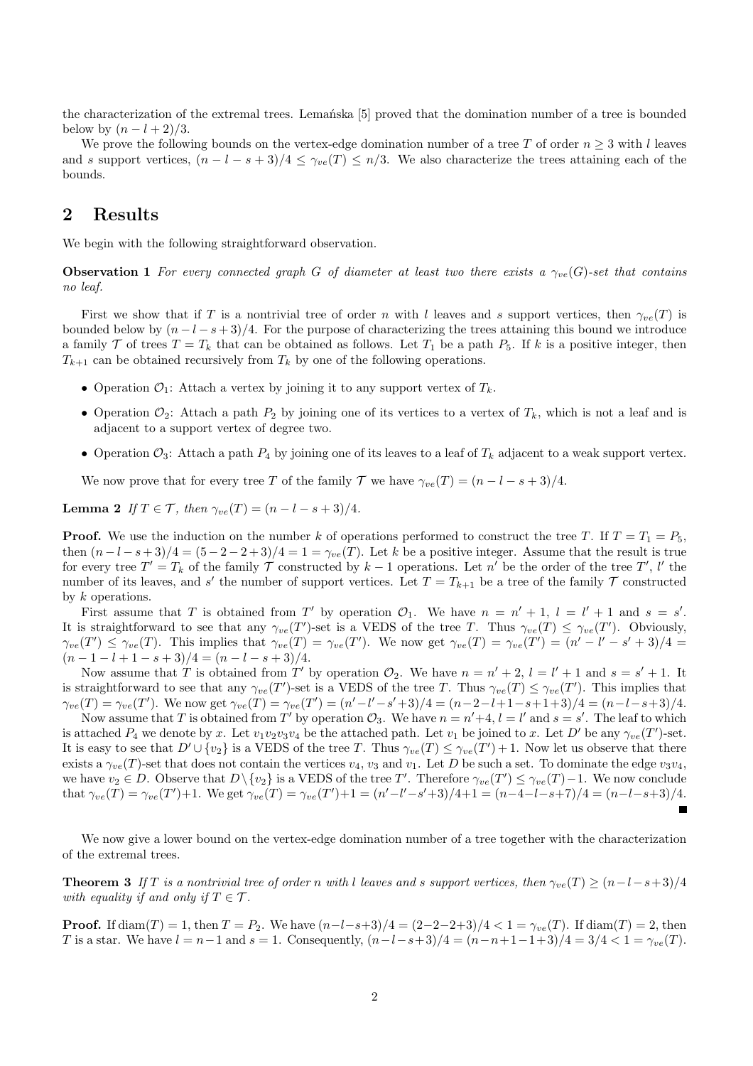the characterization of the extremal trees. Lemańska [5] proved that the domination number of a tree is bounded below by $(n-l+2)/3$.

We prove the following bounds on the vertex-edge domination number of a tree $T$ of order $n \geq 3$ with $l$ leaves and $s$ support vertices, $(n-l-s+3)/4 \leq \gamma_{ve}(T) \leq n/3$. We also characterize the trees attaining each of the bounds.

## 2 Results

We begin with the following straightforward observation.

**Observation 1** *For every connected graph $G$ of diameter at least two there exists a $\gamma_{ve}(G)$-set that contains no leaf.*

First we show that if $T$ is a nontrivial tree of order $n$ with $l$ leaves and $s$ support vertices, then $\gamma_{ve}(T)$ is bounded below by $(n-l-s+3)/4$. For the purpose of characterizing the trees attaining this bound we introduce a family $\mathcal{T}$ of trees $T = T_k$ that can be obtained as follows. Let $T_1$ be a path $P_5$. If $k$ is a positive integer, then $T_{k+1}$ can be obtained recursively from $T_k$ by one of the following operations.

- Operation $\mathcal{O}_1$: Attach a vertex by joining it to any support vertex of $T_k$.
- Operation $\mathcal{O}_2$: Attach a path $P_2$ by joining one of its vertices to a vertex of $T_k$, which is not a leaf and is adjacent to a support vertex of degree two.
- Operation $\mathcal{O}_3$: Attach a path $P_4$ by joining one of its leaves to a leaf of $T_k$ adjacent to a weak support vertex.

We now prove that for every tree $T$ of the family $\mathcal{T}$ we have $\gamma_{ve}(T) = (n-l-s+3)/4$.

**Lemma 2** *If $T \in \mathcal{T}$, then $\gamma_{ve}(T) = (n-l-s+3)/4$.*

**Proof.** We use the induction on the number $k$ of operations performed to construct the tree $T$. If $T = T_1 = P_5$, then $(n-l-s+3)/4 = (5-2-2+3)/4 = 1 = \gamma_{ve}(T)$. Let $k$ be a positive integer. Assume that the result is true for every tree $T' = T_k$ of the family $\mathcal{T}$ constructed by $k-1$ operations. Let $n'$ be the order of the tree $T'$, $l'$ the number of its leaves, and $s'$ the number of support vertices. Let $T = T_{k+1}$ be a tree of the family $\mathcal{T}$ constructed by $k$ operations.

First assume that $T$ is obtained from $T'$ by operation $\mathcal{O}_1$. We have $n = n'+1$, $l = l'+1$ and $s = s'$. It is straightforward to see that any $\gamma_{ve}(T')$-set is a VEDS of the tree $T$. Thus $\gamma_{ve}(T) \leq \gamma_{ve}(T')$. Obviously, $\gamma_{ve}(T') \leq \gamma_{ve}(T)$. This implies that $\gamma_{ve}(T) = \gamma_{ve}(T')$. We now get $\gamma_{ve}(T) = \gamma_{ve}(T') = (n'-l'-s'+3)/4 = (n-1-l+1-s+3)/4 = (n-l-s+3)/4$.

Now assume that $T$ is obtained from $T'$ by operation $\mathcal{O}_2$. We have $n = n'+2$, $l = l'+1$ and $s = s'+1$. It is straightforward to see that any $\gamma_{ve}(T')$-set is a VEDS of the tree $T$. Thus $\gamma_{ve}(T) \leq \gamma_{ve}(T')$. This implies that $\gamma_{ve}(T) = \gamma_{ve}(T')$. We now get $\gamma_{ve}(T) = \gamma_{ve}(T') = (n'-l'-s'+3)/4 = (n-2-l+1-s+1+3)/4 = (n-l-s+3)/4$.

Now assume that $T$ is obtained from $T'$ by operation $\mathcal{O}_3$. We have $n = n'+4$, $l = l'$ and $s = s'$. The leaf to which is attached $P_4$ we denote by $x$. Let $v_1v_2v_3v_4$ be the attached path. Let $v_1$ be joined to $x$. Let $D'$ be any $\gamma_{ve}(T')$-set. It is easy to see that $D' \cup \{v_2\}$ is a VEDS of the tree $T$. Thus $\gamma_{ve}(T) \leq \gamma_{ve}(T')+1$. Now let us observe that there exists a $\gamma_{ve}(T)$-set that does not contain the vertices $v_4$, $v_3$ and $v_1$. Let $D$ be such a set. To dominate the edge $v_3v_4$, we have $v_2 \in D$. Observe that $D \setminus \{v_2\}$ is a VEDS of the tree $T'$. Therefore $\gamma_{ve}(T') \leq \gamma_{ve}(T)-1$. We now conclude that $\gamma_{ve}(T) = \gamma_{ve}(T')+1$. We get $\gamma_{ve}(T) = \gamma_{ve}(T')+1 = (n'-l'-s'+3)/4+1 = (n-4-l-s+7)/4 = (n-l-s+3)/4$. ∎

We now give a lower bound on the vertex-edge domination number of a tree together with the characterization of the extremal trees.

**Theorem 3** *If $T$ is a nontrivial tree of order $n$ with $l$ leaves and $s$ support vertices, then $\gamma_{ve}(T) \geq (n-l-s+3)/4$ with equality if and only if $T \in \mathcal{T}$.*

**Proof.** If $\operatorname{diam}(T) = 1$, then $T = P_2$. We have $(n-l-s+3)/4 = (2-2-2+3)/4 < 1 = \gamma_{ve}(T)$. If $\operatorname{diam}(T) = 2$, then $T$ is a star. We have $l = n-1$ and $s = 1$. Consequently, $(n-l-s+3)/4 = (n-n+1-1+3)/4 = 3/4 < 1 = \gamma_{ve}(T)$.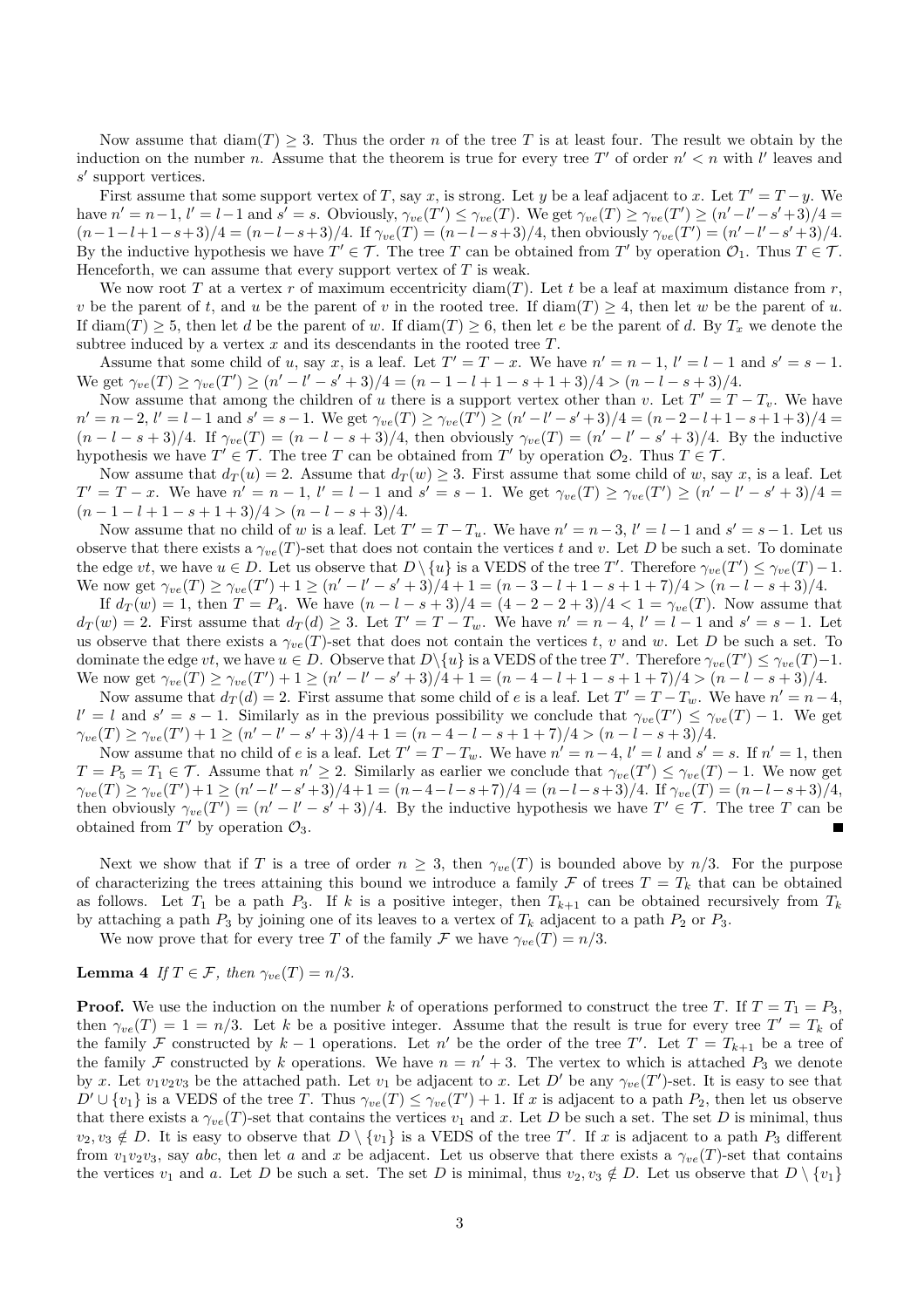Now assume that $\text{diam}(T) \geq 3$. Thus the order $n$ of the tree $T$ is at least four. The result we obtain by the induction on the number $n$. Assume that the theorem is true for every tree $T'$ of order $n' < n$ with $l'$ leaves and $s'$ support vertices.

First assume that some support vertex of $T$, say $x$, is strong. Let $y$ be a leaf adjacent to $x$. Let $T' = T - y$. We have $n' = n-1$, $l' = l-1$ and $s' = s$. Obviously, $\gamma_{ve}(T') \leq \gamma_{ve}(T)$. We get $\gamma_{ve}(T) \geq \gamma_{ve}(T') \geq (n'-l'-s'+3)/4 = (n-1-l+1-s+3)/4 = (n-l-s+3)/4$. If $\gamma_{ve}(T) = (n-l-s+3)/4$, then obviously $\gamma_{ve}(T') = (n'-l'-s'+3)/4$. By the inductive hypothesis we have $T' \in \mathcal{T}$. The tree $T$ can be obtained from $T'$ by operation $\mathcal{O}_1$. Thus $T \in \mathcal{T}$. Henceforth, we can assume that every support vertex of $T$ is weak.

We now root $T$ at a vertex $r$ of maximum eccentricity $\text{diam}(T)$. Let $t$ be a leaf at maximum distance from $r$, $v$ be the parent of $t$, and $u$ be the parent of $v$ in the rooted tree. If $\text{diam}(T) \geq 4$, then let $w$ be the parent of $u$. If $\text{diam}(T) \geq 5$, then let $d$ be the parent of $w$. If $\text{diam}(T) \geq 6$, then let $e$ be the parent of $d$. By $T_x$ we denote the subtree induced by a vertex $x$ and its descendants in the rooted tree $T$.

Assume that some child of $u$, say $x$, is a leaf. Let $T' = T - x$. We have $n' = n-1$, $l' = l-1$ and $s' = s-1$. We get $\gamma_{ve}(T) \geq \gamma_{ve}(T') \geq (n'-l'-s'+3)/4 = (n-1-l+1-s+1+3)/4 > (n-l-s+3)/4$.

Now assume that among the children of $u$ there is a support vertex other than $v$. Let $T' = T - T_v$. We have $n' = n-2$, $l' = l-1$ and $s' = s-1$. We get $\gamma_{ve}(T) \geq \gamma_{ve}(T') \geq (n'-l'-s'+3)/4 = (n-2-l+1-s+1+3)/4 = (n-l-s+3)/4$. If $\gamma_{ve}(T) = (n-l-s+3)/4$, then obviously $\gamma_{ve}(T) = (n'-l'-s'+3)/4$. By the inductive hypothesis we have $T' \in \mathcal{T}$. The tree $T$ can be obtained from $T'$ by operation $\mathcal{O}_2$. Thus $T \in \mathcal{T}$.

Now assume that $d_T(u) = 2$. Assume that $d_T(w) \geq 3$. First assume that some child of $w$, say $x$, is a leaf. Let $T' = T - x$. We have $n' = n-1$, $l' = l-1$ and $s' = s-1$. We get $\gamma_{ve}(T) \geq \gamma_{ve}(T') \geq (n'-l'-s'+3)/4 = (n-1-l+1-s+1+3)/4 > (n-l-s+3)/4$.

Now assume that no child of $w$ is a leaf. Let $T' = T - T_u$. We have $n' = n-3$, $l' = l-1$ and $s' = s-1$. Let us observe that there exists a $\gamma_{ve}(T)$-set that does not contain the vertices $t$ and $v$. Let $D$ be such a set. To dominate the edge $vt$, we have $u \in D$. Let us observe that $D \setminus \{u\}$ is a VEDS of the tree $T'$. Therefore $\gamma_{ve}(T') \leq \gamma_{ve}(T)-1$. We now get $\gamma_{ve}(T) \geq \gamma_{ve}(T')+1 \geq (n'-l'-s'+3)/4+1 = (n-3-l+1-s+1+7)/4 > (n-l-s+3)/4$.

If $d_T(w) = 1$, then $T = P_4$. We have $(n-l-s+3)/4 = (4-2-2+3)/4 < 1 = \gamma_{ve}(T)$. Now assume that $d_T(w) = 2$. First assume that $d_T(d) \geq 3$. Let $T' = T - T_w$. We have $n' = n-4$, $l' = l-1$ and $s' = s-1$. Let us observe that there exists a $\gamma_{ve}(T)$-set that does not contain the vertices $t$, $v$ and $w$. Let $D$ be such a set. To dominate the edge $vt$, we have $u \in D$. Observe that $D \setminus \{u\}$ is a VEDS of the tree $T'$. Therefore $\gamma_{ve}(T') \leq \gamma_{ve}(T)-1$. We now get $\gamma_{ve}(T) \geq \gamma_{ve}(T')+1 \geq (n'-l'-s'+3)/4+1 = (n-4-l+1-s+1+7)/4 > (n-l-s+3)/4$.

Now assume that $d_T(d) = 2$. First assume that some child of $e$ is a leaf. Let $T' = T - T_w$. We have $n' = n-4$, $l' = l$ and $s' = s-1$. Similarly as in the previous possibility we conclude that $\gamma_{ve}(T') \leq \gamma_{ve}(T)-1$. We get $\gamma_{ve}(T) \geq \gamma_{ve}(T')+1 \geq (n'-l'-s'+3)/4+1 = (n-4-l-s+1+7)/4 > (n-l-s+3)/4$.

Now assume that no child of $e$ is a leaf. Let $T' = T - T_w$. We have $n' = n-4$, $l' = l$ and $s' = s$. If $n' = 1$, then $T = P_5 = T_1 \in \mathcal{T}$. Assume that $n' \geq 2$. Similarly as earlier we conclude that $\gamma_{ve}(T') \leq \gamma_{ve}(T)-1$. We now get $\gamma_{ve}(T) \geq \gamma_{ve}(T')+1 \geq (n'-l'-s'+3)/4+1 = (n-4-l-s+7)/4 = (n-l-s+3)/4$. If $\gamma_{ve}(T) = (n-l-s+3)/4$, then obviously $\gamma_{ve}(T') = (n'-l'-s'+3)/4$. By the inductive hypothesis we have $T' \in \mathcal{T}$. The tree $T$ can be obtained from $T'$ by operation $\mathcal{O}_3$. ∎

Next we show that if $T$ is a tree of order $n \geq 3$, then $\gamma_{ve}(T)$ is bounded above by $n/3$. For the purpose of characterizing the trees attaining this bound we introduce a family $\mathcal{F}$ of trees $T = T_k$ that can be obtained as follows. Let $T_1$ be a path $P_3$. If $k$ is a positive integer, then $T_{k+1}$ can be obtained recursively from $T_k$ by attaching a path $P_3$ by joining one of its leaves to a vertex of $T_k$ adjacent to a path $P_2$ or $P_3$.

We now prove that for every tree $T$ of the family $\mathcal{F}$ we have $\gamma_{ve}(T) = n/3$.

**Lemma 4** *If $T \in \mathcal{F}$, then $\gamma_{ve}(T) = n/3$.*

**Proof.** We use the induction on the number $k$ of operations performed to construct the tree $T$. If $T = T_1 = P_3$, then $\gamma_{ve}(T) = 1 = n/3$. Let $k$ be a positive integer. Assume that the result is true for every tree $T' = T_k$ of the family $\mathcal{F}$ constructed by $k-1$ operations. Let $n'$ be the order of the tree $T'$. Let $T = T_{k+1}$ be a tree of the family $\mathcal{F}$ constructed by $k$ operations. We have $n = n'+3$. The vertex to which is attached $P_3$ we denote by $x$. Let $v_1v_2v_3$ be the attached path. Let $v_1$ be adjacent to $x$. Let $D'$ be any $\gamma_{ve}(T')$-set. It is easy to see that $D' \cup \{v_1\}$ is a VEDS of the tree $T$. Thus $\gamma_{ve}(T) \leq \gamma_{ve}(T')+1$. If $x$ is adjacent to a path $P_2$, then let us observe that there exists a $\gamma_{ve}(T)$-set that contains the vertices $v_1$ and $x$. Let $D$ be such a set. The set $D$ is minimal, thus $v_2, v_3 \notin D$. It is easy to observe that $D \setminus \{v_1\}$ is a VEDS of the tree $T'$. If $x$ is adjacent to a path $P_3$ different from $v_1v_2v_3$, say $abc$, then let $a$ and $x$ be adjacent. Let us observe that there exists a $\gamma_{ve}(T)$-set that contains the vertices $v_1$ and $a$. Let $D$ be such a set. The set $D$ is minimal, thus $v_2, v_3 \notin D$. Let us observe that $D \setminus \{v_1\}$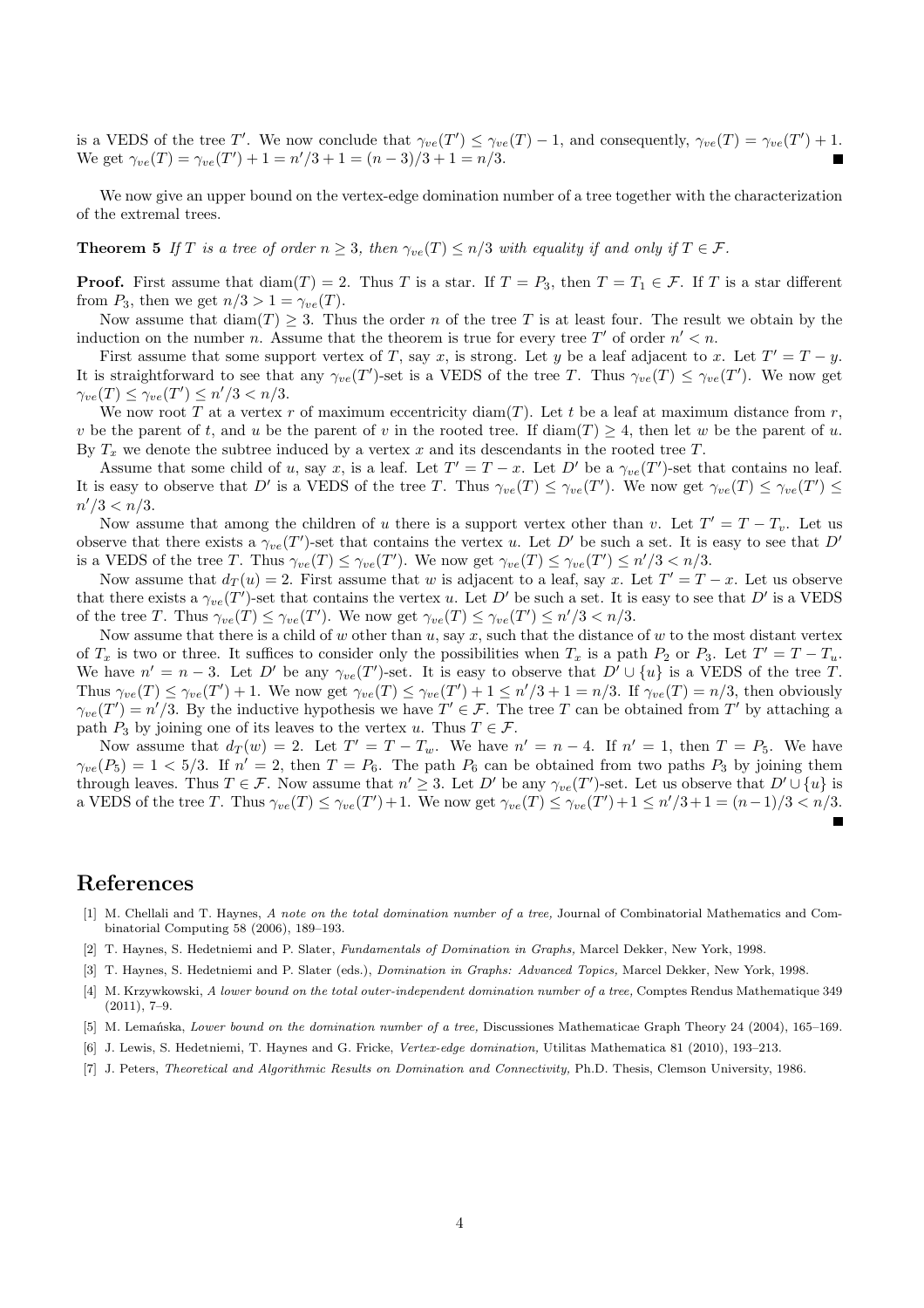is a VEDS of the tree $T'$. We now conclude that $\gamma_{ve}(T') \leq \gamma_{ve}(T) - 1$, and consequently, $\gamma_{ve}(T) = \gamma_{ve}(T') + 1$. We get $\gamma_{ve}(T) = \gamma_{ve}(T') + 1 = n'/3 + 1 = (n-3)/3 + 1 = n/3$. ■

We now give an upper bound on the vertex-edge domination number of a tree together with the characterization of the extremal trees.

**Theorem 5** *If $T$ is a tree of order $n \geq 3$, then $\gamma_{ve}(T) \leq n/3$ with equality if and only if $T \in \mathcal{F}$.*

**Proof.** First assume that $\text{diam}(T) = 2$. Thus $T$ is a star. If $T = P_3$, then $T = T_1 \in \mathcal{F}$. If $T$ is a star different from $P_3$, then we get $n/3 > 1 = \gamma_{ve}(T)$.

Now assume that $\text{diam}(T) \geq 3$. Thus the order $n$ of the tree $T$ is at least four. The result we obtain by the induction on the number $n$. Assume that the theorem is true for every tree $T'$ of order $n' < n$.

First assume that some support vertex of $T$, say $x$, is strong. Let $y$ be a leaf adjacent to $x$. Let $T' = T - y$. It is straightforward to see that any $\gamma_{ve}(T')$-set is a VEDS of the tree $T$. Thus $\gamma_{ve}(T) \leq \gamma_{ve}(T')$. We now get $\gamma_{ve}(T) \leq \gamma_{ve}(T') \leq n'/3 < n/3$.

We now root $T$ at a vertex $r$ of maximum eccentricity $\text{diam}(T)$. Let $t$ be a leaf at maximum distance from $r$, $v$ be the parent of $t$, and $u$ be the parent of $v$ in the rooted tree. If $\text{diam}(T) \geq 4$, then let $w$ be the parent of $u$. By $T_x$ we denote the subtree induced by a vertex $x$ and its descendants in the rooted tree $T$.

Assume that some child of $u$, say $x$, is a leaf. Let $T' = T - x$. Let $D'$ be a $\gamma_{ve}(T')$-set that contains no leaf. It is easy to observe that $D'$ is a VEDS of the tree $T$. Thus $\gamma_{ve}(T) \leq \gamma_{ve}(T')$. We now get $\gamma_{ve}(T) \leq \gamma_{ve}(T') \leq n'/3 < n/3$.

Now assume that among the children of $u$ there is a support vertex other than $v$. Let $T' = T - T_v$. Let us observe that there exists a $\gamma_{ve}(T')$-set that contains the vertex $u$. Let $D'$ be such a set. It is easy to see that $D'$ is a VEDS of the tree $T$. Thus $\gamma_{ve}(T) \leq \gamma_{ve}(T')$. We now get $\gamma_{ve}(T) \leq \gamma_{ve}(T') \leq n'/3 < n/3$.

Now assume that $d_T(u) = 2$. First assume that $w$ is adjacent to a leaf, say $x$. Let $T' = T - x$. Let us observe that there exists a $\gamma_{ve}(T')$-set that contains the vertex $u$. Let $D'$ be such a set. It is easy to see that $D'$ is a VEDS of the tree $T$. Thus $\gamma_{ve}(T) \leq \gamma_{ve}(T')$. We now get $\gamma_{ve}(T) \leq \gamma_{ve}(T') \leq n'/3 < n/3$.

Now assume that there is a child of $w$ other than $u$, say $x$, such that the distance of $w$ to the most distant vertex of $T_x$ is two or three. It suffices to consider only the possibilities when $T_x$ is a path $P_2$ or $P_3$. Let $T' = T - T_u$. We have $n' = n - 3$. Let $D'$ be any $\gamma_{ve}(T')$-set. It is easy to observe that $D' \cup \{u\}$ is a VEDS of the tree $T$. Thus $\gamma_{ve}(T) \leq \gamma_{ve}(T') + 1$. We now get $\gamma_{ve}(T) \leq \gamma_{ve}(T') + 1 \leq n'/3 + 1 = n/3$. If $\gamma_{ve}(T) = n/3$, then obviously $\gamma_{ve}(T') = n'/3$. By the inductive hypothesis we have $T' \in \mathcal{F}$. The tree $T$ can be obtained from $T'$ by attaching a path $P_3$ by joining one of its leaves to the vertex $u$. Thus $T \in \mathcal{F}$.

Now assume that $d_T(w) = 2$. Let $T' = T - T_w$. We have $n' = n - 4$. If $n' = 1$, then $T = P_5$. We have $\gamma_{ve}(P_5) = 1 < 5/3$. If $n' = 2$, then $T = P_6$. The path $P_6$ can be obtained from two paths $P_3$ by joining them through leaves. Thus $T \in \mathcal{F}$. Now assume that $n' \geq 3$. Let $D'$ be any $\gamma_{ve}(T')$-set. Let us observe that $D' \cup \{u\}$ is a VEDS of the tree $T$. Thus $\gamma_{ve}(T) \leq \gamma_{ve}(T') + 1$. We now get $\gamma_{ve}(T) \leq \gamma_{ve}(T') + 1 \leq n'/3 + 1 = (n-1)/3 < n/3$. ■

## References

[1] M. Chellali and T. Haynes, *A note on the total domination number of a tree,* Journal of Combinatorial Mathematics and Combinatorial Computing 58 (2006), 189–193.

[2] T. Haynes, S. Hedetniemi and P. Slater, *Fundamentals of Domination in Graphs,* Marcel Dekker, New York, 1998.

[3] T. Haynes, S. Hedetniemi and P. Slater (eds.), *Domination in Graphs: Advanced Topics,* Marcel Dekker, New York, 1998.

[4] M. Krzywkowski, *A lower bound on the total outer-independent domination number of a tree,* Comptes Rendus Mathematique 349 (2011), 7–9.

[5] M. Lemańska, *Lower bound on the domination number of a tree,* Discussiones Mathematicae Graph Theory 24 (2004), 165–169.

[6] J. Lewis, S. Hedetniemi, T. Haynes and G. Fricke, *Vertex-edge domination,* Utilitas Mathematica 81 (2010), 193–213.

[7] J. Peters, *Theoretical and Algorithmic Results on Domination and Connectivity,* Ph.D. Thesis, Clemson University, 1986.